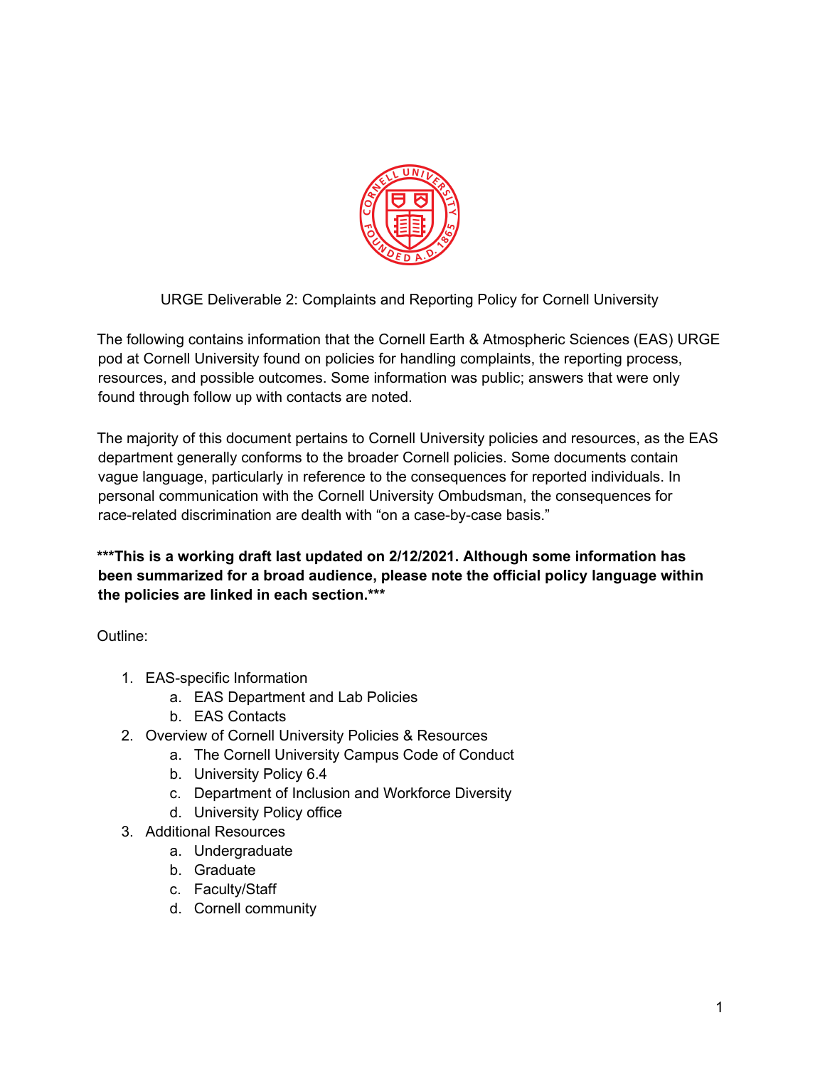# URGE Deliverable 2: Complaints and Reporting Policy for Cornell University

The following contains information that the Cornell Earth & Atmospheric Sciences (EAS) URGE pod at Cornell University found on policies for handling complaints, the reporting process, resources, and possible outcomes. Some information was public; answers that were only found through follow up with contacts are noted.

The majority of this document pertains to Cornell University policies and resources, as the EAS department generally conforms to the broader Cornell policies. Some documents contain vague language, particularly in reference to the consequences for reported individuals. In personal communication with the Cornell University Ombudsman, the consequences for race-related discrimination are dealth with "on a case-by-case basis."

**\*\*\*This is a working draft last updated on 2/12/2021. Although some information has been summarized for a broad audience, please note the official policy language within the policies are linked in each section.\*\*\***

Outline:

1. EAS-specific Information
   a. EAS Department and Lab Policies
   b. EAS Contacts
2. Overview of Cornell University Policies & Resources
   a. The Cornell University Campus Code of Conduct
   b. University Policy 6.4
   c. Department of Inclusion and Workforce Diversity
   d. University Policy office
3. Additional Resources
   a. Undergraduate
   b. Graduate
   c. Faculty/Staff
   d. Cornell community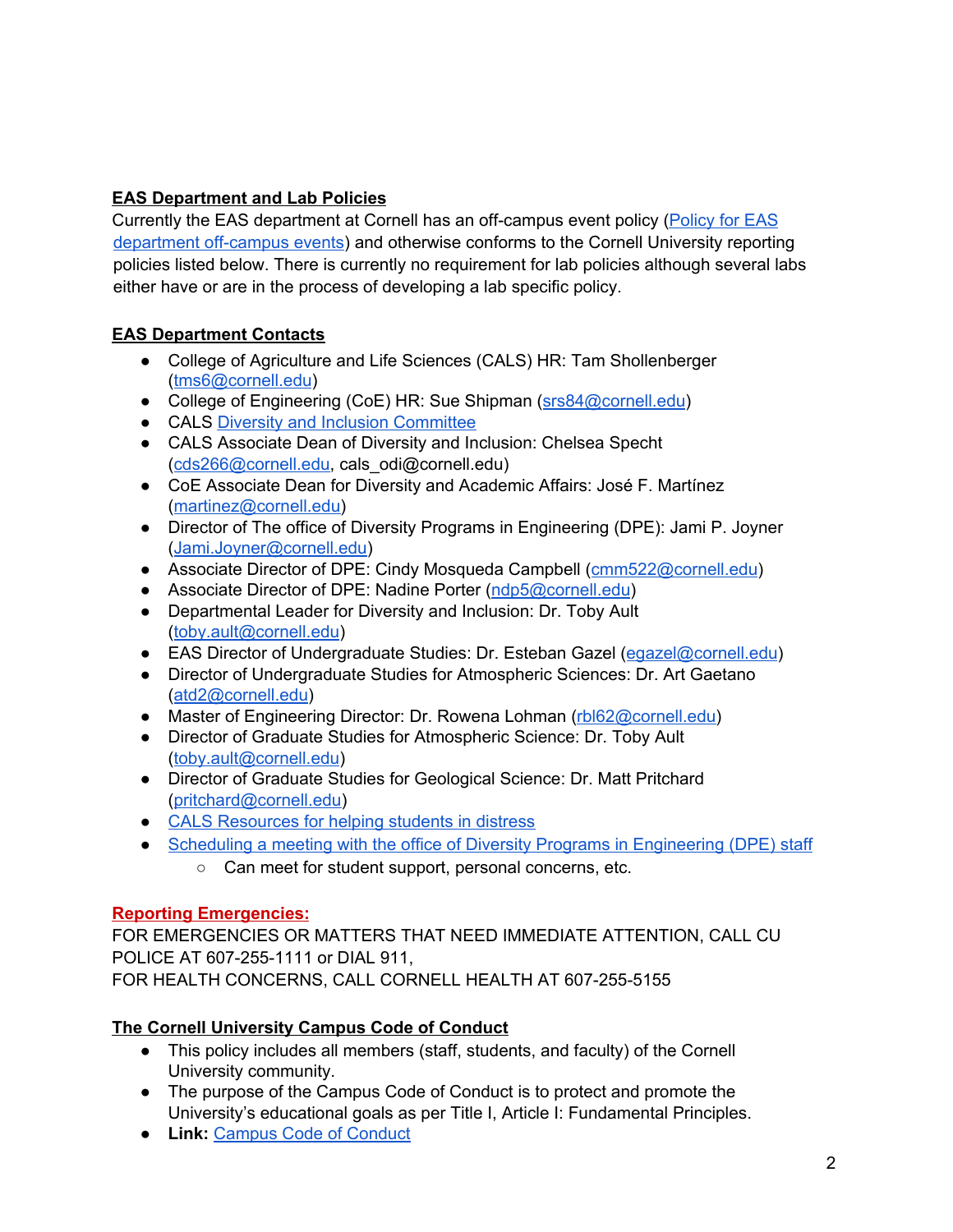## EAS Department and Lab Policies

Currently the EAS department at Cornell has an off-campus event policy (Policy for EAS department off-campus events) and otherwise conforms to the Cornell University reporting policies listed below. There is currently no requirement for lab policies although several labs either have or are in the process of developing a lab specific policy.

## EAS Department Contacts

- College of Agriculture and Life Sciences (CALS) HR: Tam Shollenberger (tms6@cornell.edu)
- College of Engineering (CoE) HR: Sue Shipman (srs84@cornell.edu)
- CALS Diversity and Inclusion Committee
- CALS Associate Dean of Diversity and Inclusion: Chelsea Specht (cds266@cornell.edu, cals_odi@cornell.edu)
- CoE Associate Dean for Diversity and Academic Affairs: José F. Martínez (martinez@cornell.edu)
- Director of The office of Diversity Programs in Engineering (DPE): Jami P. Joyner (Jami.Joyner@cornell.edu)
- Associate Director of DPE: Cindy Mosqueda Campbell (cmm522@cornell.edu)
- Associate Director of DPE: Nadine Porter (ndp5@cornell.edu)
- Departmental Leader for Diversity and Inclusion: Dr. Toby Ault (toby.ault@cornell.edu)
- EAS Director of Undergraduate Studies: Dr. Esteban Gazel (egazel@cornell.edu)
- Director of Undergraduate Studies for Atmospheric Sciences: Dr. Art Gaetano (atd2@cornell.edu)
- Master of Engineering Director: Dr. Rowena Lohman (rbl62@cornell.edu)
- Director of Graduate Studies for Atmospheric Science: Dr. Toby Ault (toby.ault@cornell.edu)
- Director of Graduate Studies for Geological Science: Dr. Matt Pritchard (pritchard@cornell.edu)
- CALS Resources for helping students in distress
- Scheduling a meeting with the office of Diversity Programs in Engineering (DPE) staff
  - Can meet for student support, personal concerns, etc.

## Reporting Emergencies:

FOR EMERGENCIES OR MATTERS THAT NEED IMMEDIATE ATTENTION, CALL CU POLICE AT 607-255-1111 or DIAL 911,
FOR HEALTH CONCERNS, CALL CORNELL HEALTH AT 607-255-5155

## The Cornell University Campus Code of Conduct

- This policy includes all members (staff, students, and faculty) of the Cornell University community.
- The purpose of the Campus Code of Conduct is to protect and promote the University's educational goals as per Title I, Article I: Fundamental Principles.
- **Link:** Campus Code of Conduct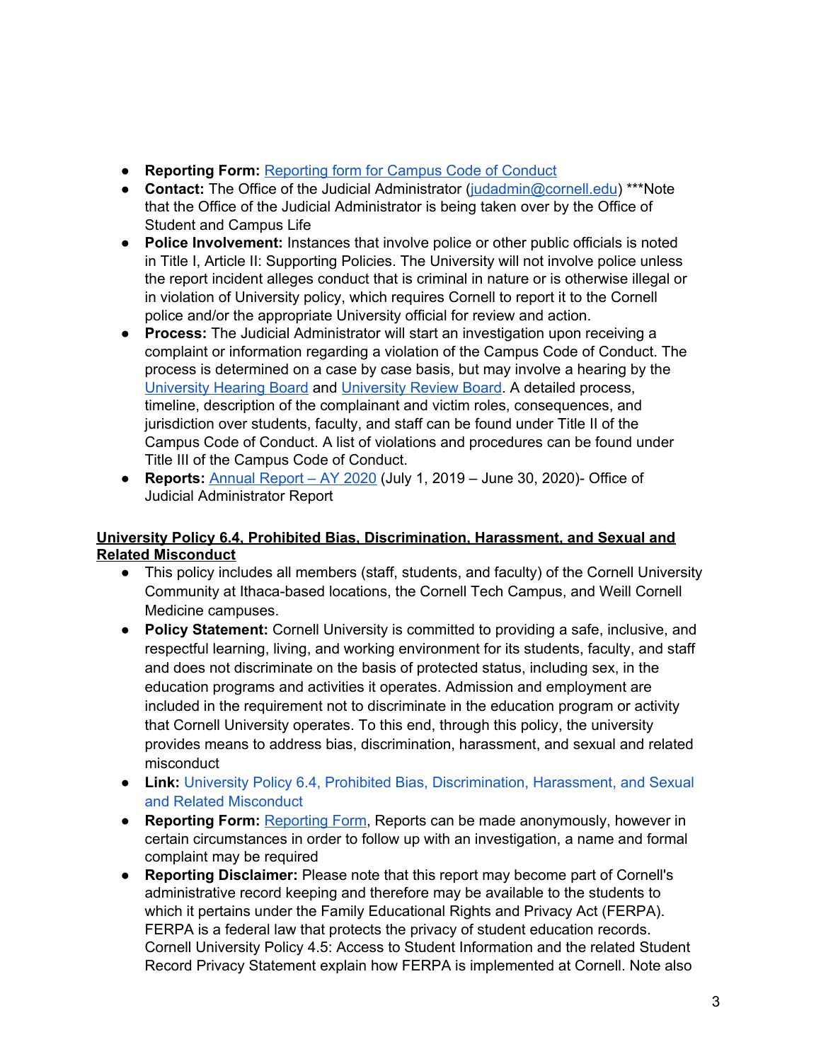- **Reporting Form:** Reporting form for Campus Code of Conduct
- **Contact:** The Office of the Judicial Administrator (judadmin@cornell.edu) ***Note that the Office of the Judicial Administrator is being taken over by the Office of Student and Campus Life
- **Police Involvement:** Instances that involve police or other public officials is noted in Title I, Article II: Supporting Policies. The University will not involve police unless the report incident alleges conduct that is criminal in nature or is otherwise illegal or in violation of University policy, which requires Cornell to report it to the Cornell police and/or the appropriate University official for review and action.
- **Process:** The Judicial Administrator will start an investigation upon receiving a complaint or information regarding a violation of the Campus Code of Conduct. The process is determined on a case by case basis, but may involve a hearing by the University Hearing Board and University Review Board. A detailed process, timeline, description of the complainant and victim roles, consequences, and jurisdiction over students, faculty, and staff can be found under Title II of the Campus Code of Conduct. A list of violations and procedures can be found under Title III of the Campus Code of Conduct.
- **Reports:** Annual Report – AY 2020 (July 1, 2019 – June 30, 2020)- Office of Judicial Administrator Report

**University Policy 6.4, Prohibited Bias, Discrimination, Harassment, and Sexual and Related Misconduct**

- This policy includes all members (staff, students, and faculty) of the Cornell University Community at Ithaca-based locations, the Cornell Tech Campus, and Weill Cornell Medicine campuses.
- **Policy Statement:** Cornell University is committed to providing a safe, inclusive, and respectful learning, living, and working environment for its students, faculty, and staff and does not discriminate on the basis of protected status, including sex, in the education programs and activities it operates. Admission and employment are included in the requirement not to discriminate in the education program or activity that Cornell University operates. To this end, through this policy, the university provides means to address bias, discrimination, harassment, and sexual and related misconduct
- **Link:** University Policy 6.4, Prohibited Bias, Discrimination, Harassment, and Sexual and Related Misconduct
- **Reporting Form:** Reporting Form, Reports can be made anonymously, however in certain circumstances in order to follow up with an investigation, a name and formal complaint may be required
- **Reporting Disclaimer:** Please note that this report may become part of Cornell's administrative record keeping and therefore may be available to the students to which it pertains under the Family Educational Rights and Privacy Act (FERPA). FERPA is a federal law that protects the privacy of student education records. Cornell University Policy 4.5: Access to Student Information and the related Student Record Privacy Statement explain how FERPA is implemented at Cornell. Note also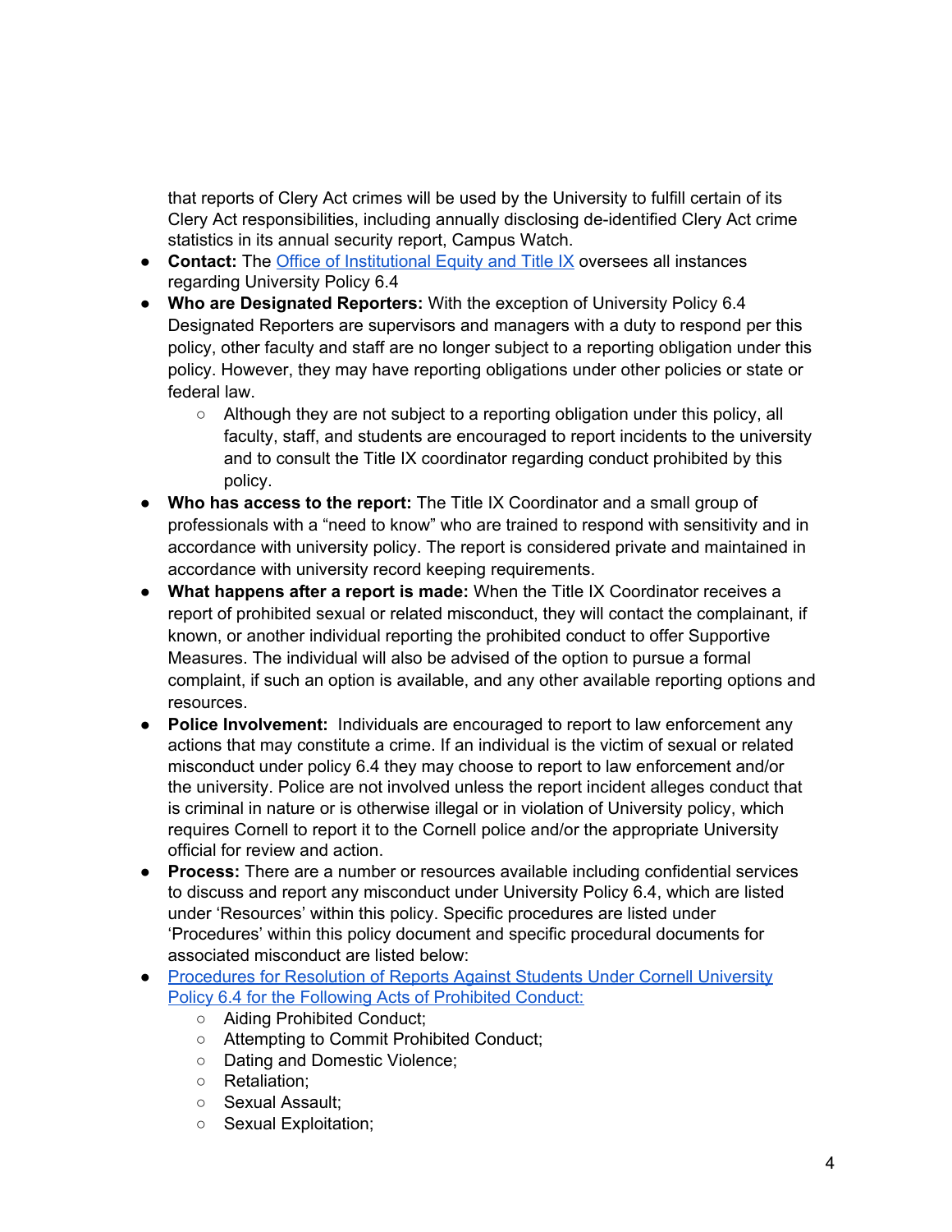that reports of Clery Act crimes will be used by the University to fulfill certain of its Clery Act responsibilities, including annually disclosing de-identified Clery Act crime statistics in its annual security report, Campus Watch.

- **Contact:** The Office of Institutional Equity and Title IX oversees all instances regarding University Policy 6.4
- **Who are Designated Reporters:** With the exception of University Policy 6.4 Designated Reporters are supervisors and managers with a duty to respond per this policy, other faculty and staff are no longer subject to a reporting obligation under this policy. However, they may have reporting obligations under other policies or state or federal law.
  - Although they are not subject to a reporting obligation under this policy, all faculty, staff, and students are encouraged to report incidents to the university and to consult the Title IX coordinator regarding conduct prohibited by this policy.
- **Who has access to the report:** The Title IX Coordinator and a small group of professionals with a "need to know" who are trained to respond with sensitivity and in accordance with university policy. The report is considered private and maintained in accordance with university record keeping requirements.
- **What happens after a report is made:** When the Title IX Coordinator receives a report of prohibited sexual or related misconduct, they will contact the complainant, if known, or another individual reporting the prohibited conduct to offer Supportive Measures. The individual will also be advised of the option to pursue a formal complaint, if such an option is available, and any other available reporting options and resources.
- **Police Involvement:** Individuals are encouraged to report to law enforcement any actions that may constitute a crime. If an individual is the victim of sexual or related misconduct under policy 6.4 they may choose to report to law enforcement and/or the university. Police are not involved unless the report incident alleges conduct that is criminal in nature or is otherwise illegal or in violation of University policy, which requires Cornell to report it to the Cornell police and/or the appropriate University official for review and action.
- **Process:** There are a number or resources available including confidential services to discuss and report any misconduct under University Policy 6.4, which are listed under 'Resources' within this policy. Specific procedures are listed under 'Procedures' within this policy document and specific procedural documents for associated misconduct are listed below:
- Procedures for Resolution of Reports Against Students Under Cornell University Policy 6.4 for the Following Acts of Prohibited Conduct:
  - Aiding Prohibited Conduct;
  - Attempting to Commit Prohibited Conduct;
  - Dating and Domestic Violence;
  - Retaliation;
  - Sexual Assault;
  - Sexual Exploitation;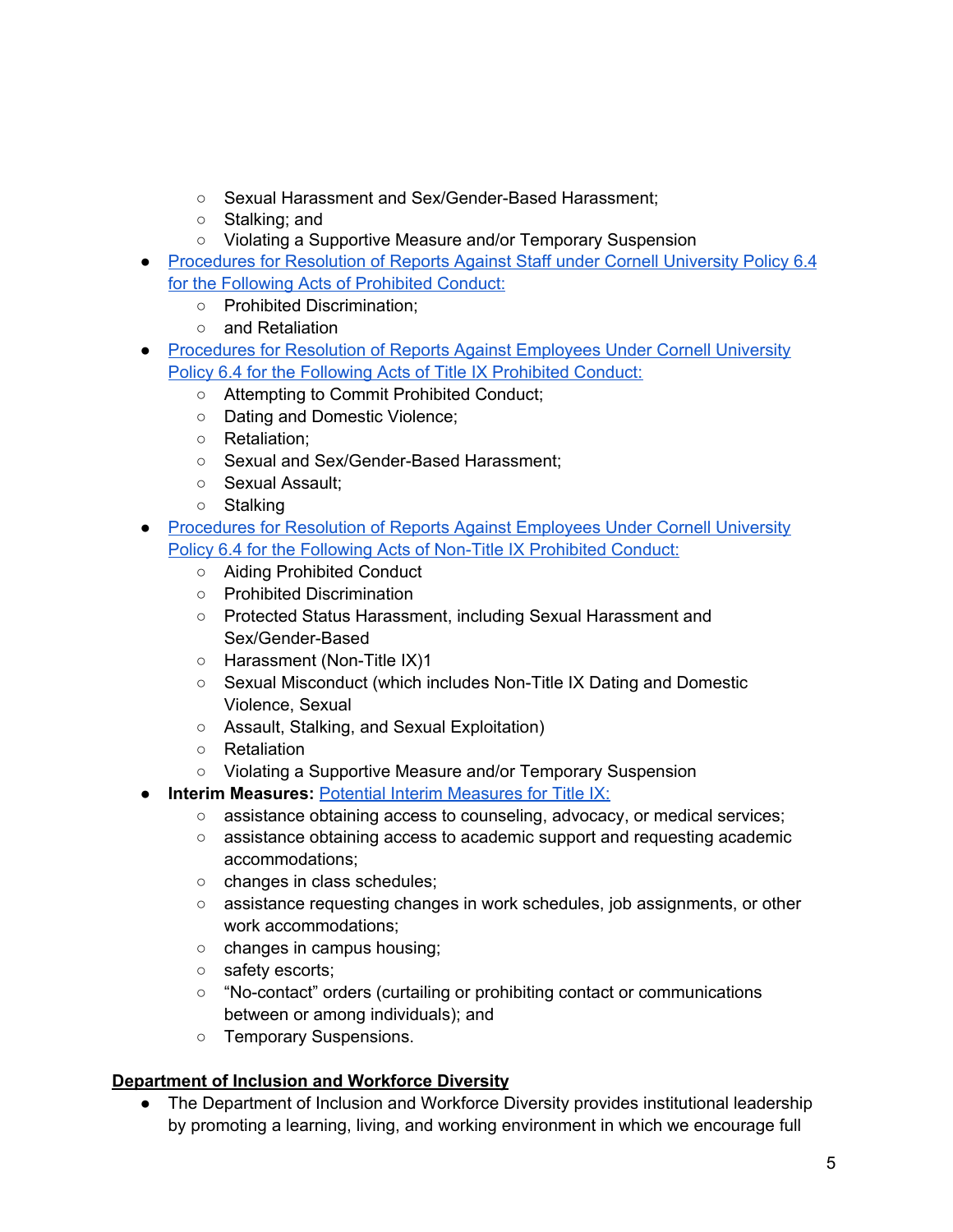- Sexual Harassment and Sex/Gender-Based Harassment;
    - Stalking; and
    - Violating a Supportive Measure and/or Temporary Suspension
- Procedures for Resolution of Reports Against Staff under Cornell University Policy 6.4 for the Following Acts of Prohibited Conduct:
    - Prohibited Discrimination;
    - and Retaliation
- Procedures for Resolution of Reports Against Employees Under Cornell University Policy 6.4 for the Following Acts of Title IX Prohibited Conduct:
    - Attempting to Commit Prohibited Conduct;
    - Dating and Domestic Violence;
    - Retaliation;
    - Sexual and Sex/Gender-Based Harassment;
    - Sexual Assault;
    - Stalking
- Procedures for Resolution of Reports Against Employees Under Cornell University Policy 6.4 for the Following Acts of Non-Title IX Prohibited Conduct:
    - Aiding Prohibited Conduct
    - Prohibited Discrimination
    - Protected Status Harassment, including Sexual Harassment and Sex/Gender-Based
    - Harassment (Non-Title IX)1
    - Sexual Misconduct (which includes Non-Title IX Dating and Domestic Violence, Sexual
    - Assault, Stalking, and Sexual Exploitation)
    - Retaliation
    - Violating a Supportive Measure and/or Temporary Suspension
- **Interim Measures:** Potential Interim Measures for Title IX:
    - assistance obtaining access to counseling, advocacy, or medical services;
    - assistance obtaining access to academic support and requesting academic accommodations;
    - changes in class schedules;
    - assistance requesting changes in work schedules, job assignments, or other work accommodations;
    - changes in campus housing;
    - safety escorts;
    - "No-contact" orders (curtailing or prohibiting contact or communications between or among individuals); and
    - Temporary Suspensions.

**Department of Inclusion and Workforce Diversity**

- The Department of Inclusion and Workforce Diversity provides institutional leadership by promoting a learning, living, and working environment in which we encourage full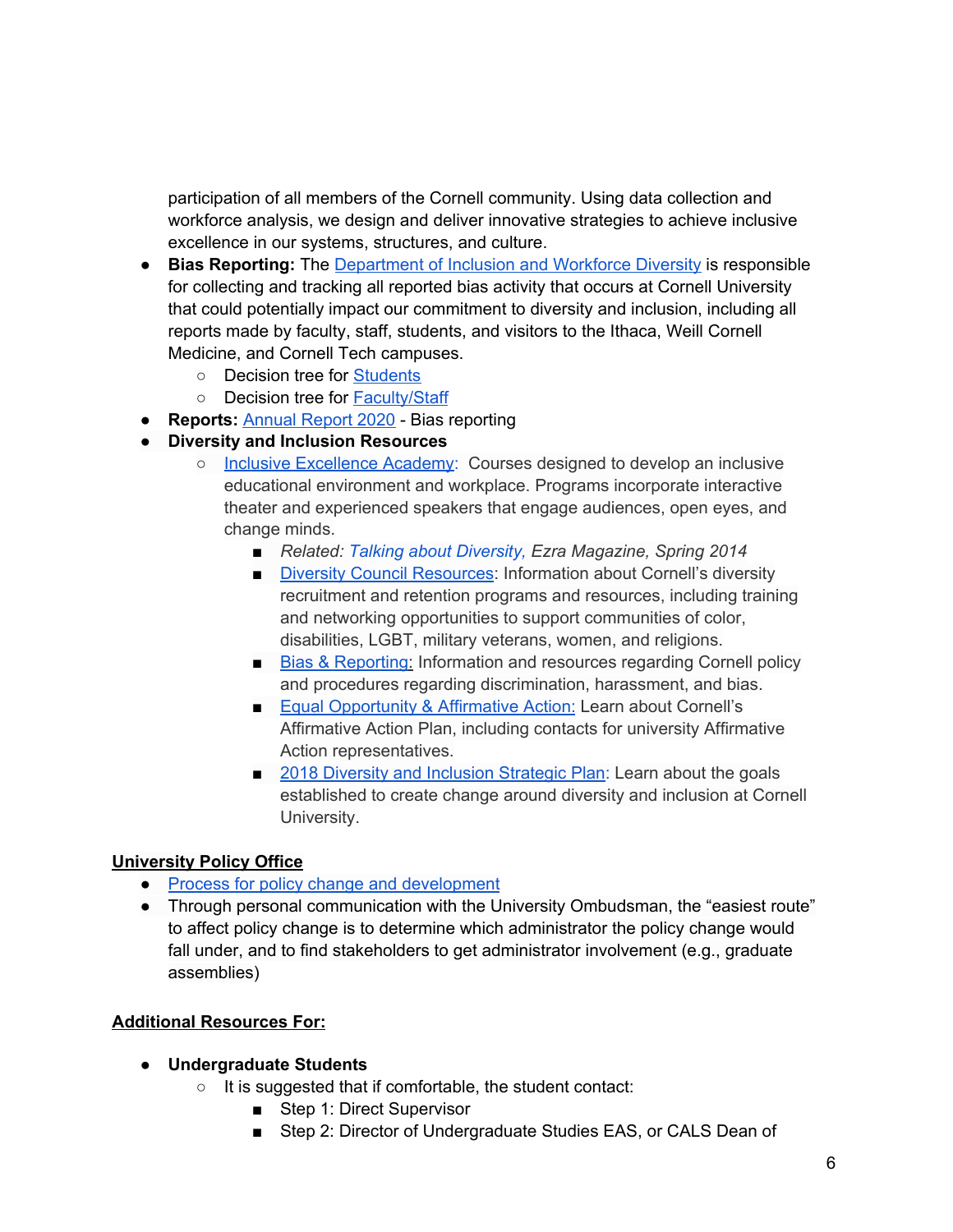participation of all members of the Cornell community. Using data collection and workforce analysis, we design and deliver innovative strategies to achieve inclusive excellence in our systems, structures, and culture.

- **Bias Reporting:** The Department of Inclusion and Workforce Diversity is responsible for collecting and tracking all reported bias activity that occurs at Cornell University that could potentially impact our commitment to diversity and inclusion, including all reports made by faculty, staff, students, and visitors to the Ithaca, Weill Cornell Medicine, and Cornell Tech campuses.
    - Decision tree for Students
    - Decision tree for Faculty/Staff
- **Reports:** Annual Report 2020 - Bias reporting
- **Diversity and Inclusion Resources**
    - Inclusive Excellence Academy: Courses designed to develop an inclusive educational environment and workplace. Programs incorporate interactive theater and experienced speakers that engage audiences, open eyes, and change minds.
        - *Related: Talking about Diversity, Ezra Magazine, Spring 2014*
        - Diversity Council Resources: Information about Cornell's diversity recruitment and retention programs and resources, including training and networking opportunities to support communities of color, disabilities, LGBT, military veterans, women, and religions.
        - Bias & Reporting: Information and resources regarding Cornell policy and procedures regarding discrimination, harassment, and bias.
        - Equal Opportunity & Affirmative Action: Learn about Cornell's Affirmative Action Plan, including contacts for university Affirmative Action representatives.
        - 2018 Diversity and Inclusion Strategic Plan: Learn about the goals established to create change around diversity and inclusion at Cornell University.

**University Policy Office**

- Process for policy change and development
- Through personal communication with the University Ombudsman, the "easiest route" to affect policy change is to determine which administrator the policy change would fall under, and to find stakeholders to get administrator involvement (e.g., graduate assemblies)

**Additional Resources For:**

- **Undergraduate Students**
    - It is suggested that if comfortable, the student contact:
        - Step 1: Direct Supervisor
        - Step 2: Director of Undergraduate Studies EAS, or CALS Dean of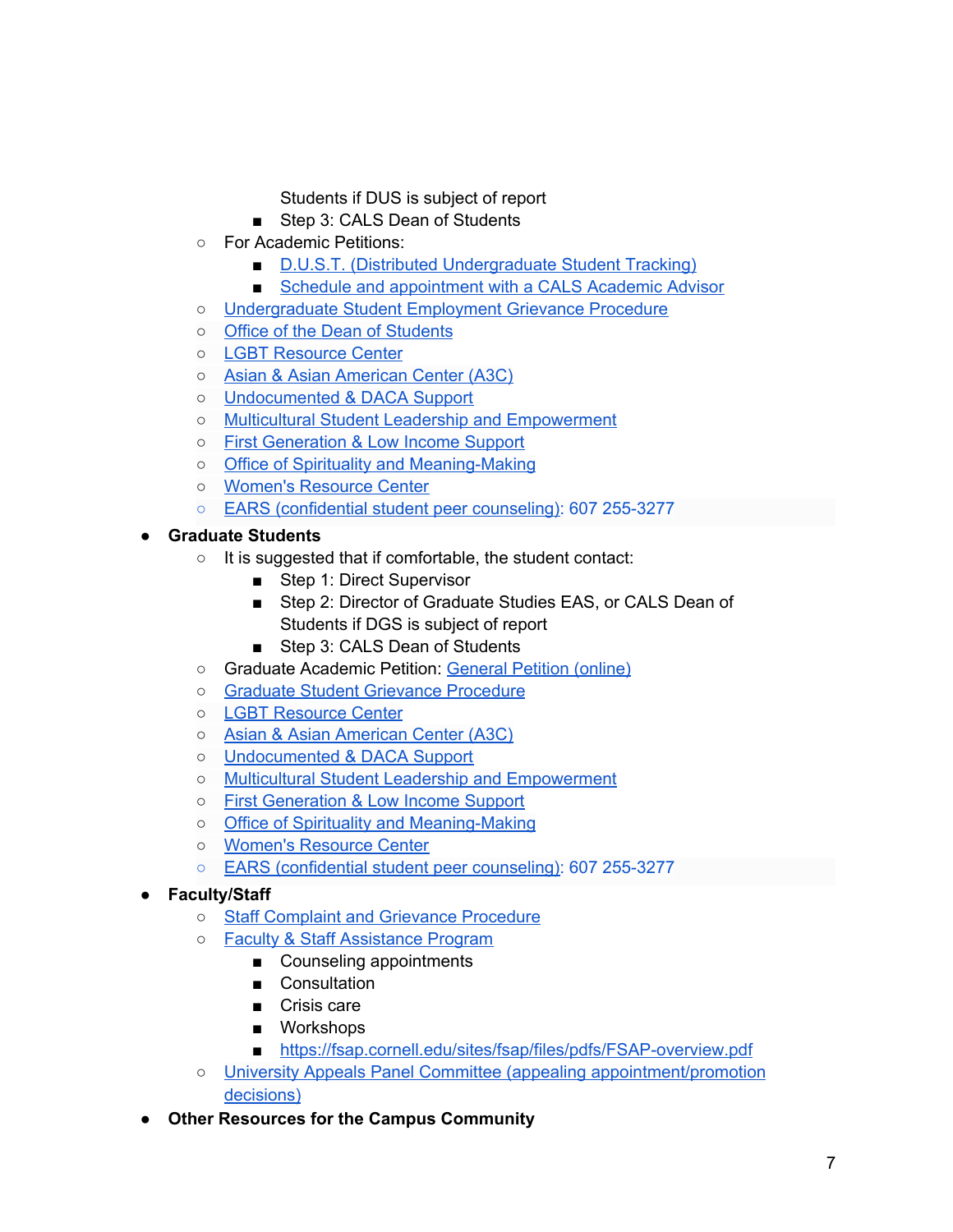- Students if DUS is subject of report
    - Step 3: CALS Dean of Students
  - For Academic Petitions:
    - D.U.S.T. (Distributed Undergraduate Student Tracking)
    - Schedule and appointment with a CALS Academic Advisor
  - Undergraduate Student Employment Grievance Procedure
  - Office of the Dean of Students
  - LGBT Resource Center
  - Asian & Asian American Center (A3C)
  - Undocumented & DACA Support
  - Multicultural Student Leadership and Empowerment
  - First Generation & Low Income Support
  - Office of Spirituality and Meaning-Making
  - Women's Resource Center
  - EARS (confidential student peer counseling): 607 255-3277
- **Graduate Students**
  - It is suggested that if comfortable, the student contact:
    - Step 1: Direct Supervisor
    - Step 2: Director of Graduate Studies EAS, or CALS Dean of Students if DGS is subject of report
    - Step 3: CALS Dean of Students
  - Graduate Academic Petition: General Petition (online)
  - Graduate Student Grievance Procedure
  - LGBT Resource Center
  - Asian & Asian American Center (A3C)
  - Undocumented & DACA Support
  - Multicultural Student Leadership and Empowerment
  - First Generation & Low Income Support
  - Office of Spirituality and Meaning-Making
  - Women's Resource Center
  - EARS (confidential student peer counseling): 607 255-3277
- **Faculty/Staff**
  - Staff Complaint and Grievance Procedure
  - Faculty & Staff Assistance Program
    - Counseling appointments
    - Consultation
    - Crisis care
    - Workshops
    - https://fsap.cornell.edu/sites/fsap/files/pdfs/FSAP-overview.pdf
  - University Appeals Panel Committee (appealing appointment/promotion decisions)
- **Other Resources for the Campus Community**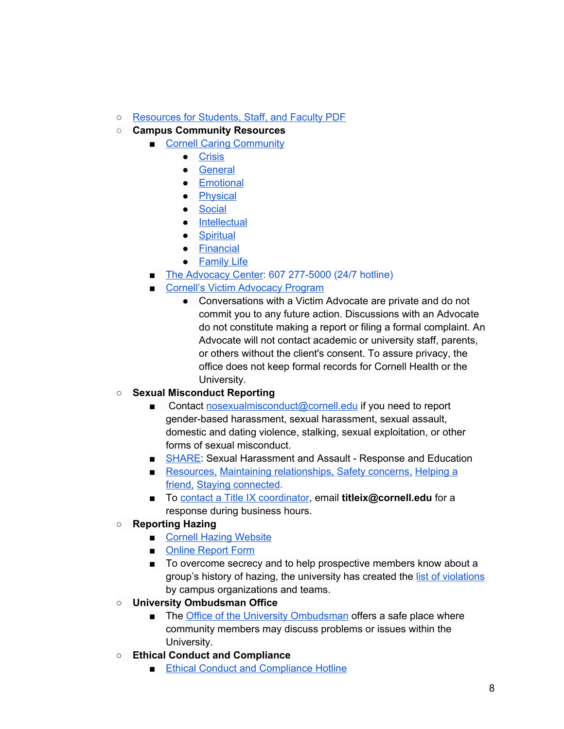- Resources for Students, Staff, and Faculty PDF
- **Campus Community Resources**
  - Cornell Caring Community
    - Crisis
    - General
    - Emotional
    - Physical
    - Social
    - Intellectual
    - Spiritual
    - Financial
    - Family Life
  - The Advocacy Center: 607 277-5000 (24/7 hotline)
  - Cornell's Victim Advocacy Program
    - Conversations with a Victim Advocate are private and do not commit you to any future action. Discussions with an Advocate do not constitute making a report or filing a formal complaint. An Advocate will not contact academic or university staff, parents, or others without the client's consent. To assure privacy, the office does not keep formal records for Cornell Health or the University.
- **Sexual Misconduct Reporting**
  - Contact nosexualmisconduct@cornell.edu if you need to report gender-based harassment, sexual harassment, sexual assault, domestic and dating violence, stalking, sexual exploitation, or other forms of sexual misconduct.
  - SHARE: Sexual Harassment and Assault - Response and Education
  - Resources, Maintaining relationships, Safety concerns, Helping a friend, Staying connected.
  - To contact a Title IX coordinator, email **titleix@cornell.edu** for a response during business hours.
- **Reporting Hazing**
  - Cornell Hazing Website
  - Online Report Form
  - To overcome secrecy and to help prospective members know about a group's history of hazing, the university has created the list of violations by campus organizations and teams.
- **University Ombudsman Office**
  - The Office of the University Ombudsman offers a safe place where community members may discuss problems or issues within the University.
- **Ethical Conduct and Compliance**
  - Ethical Conduct and Compliance Hotline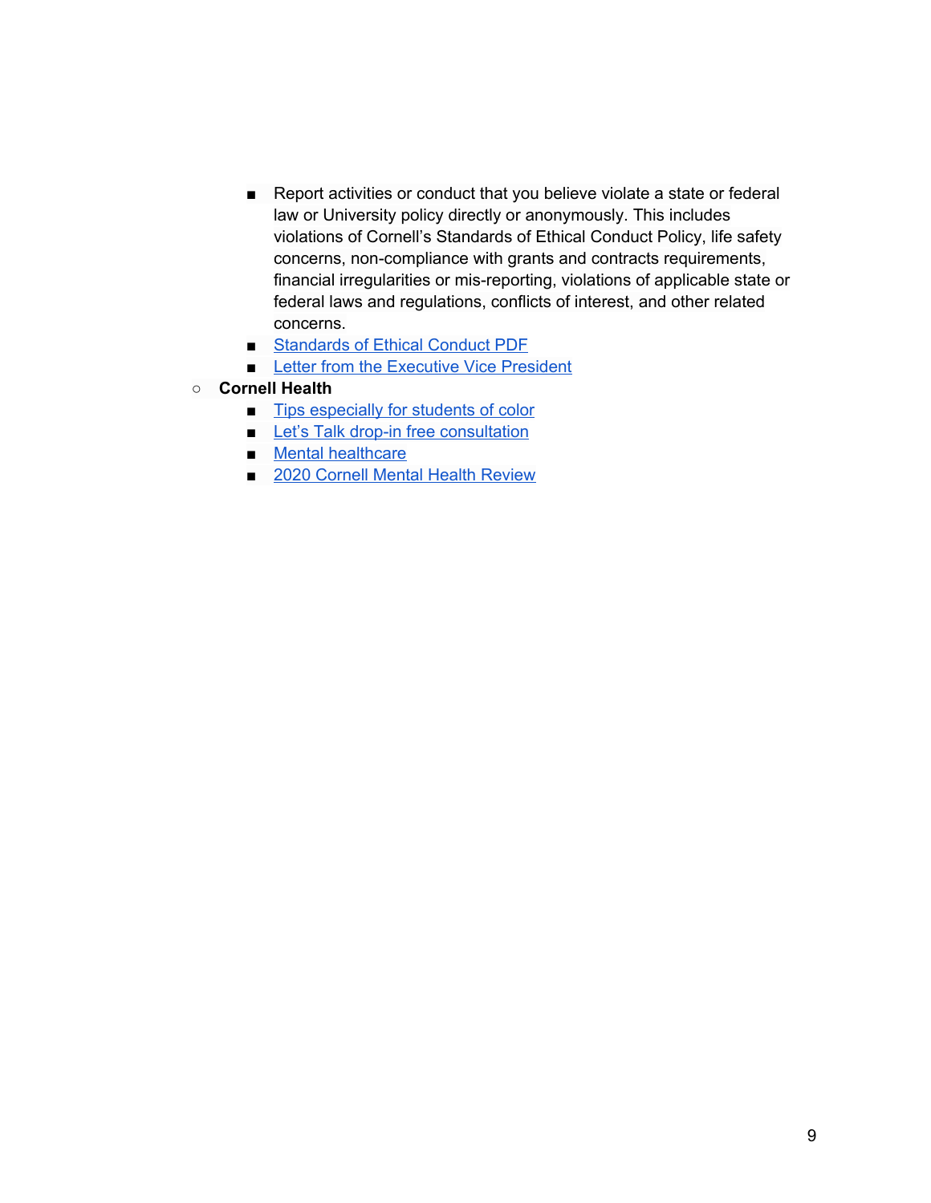- Report activities or conduct that you believe violate a state or federal law or University policy directly or anonymously. This includes violations of Cornell's Standards of Ethical Conduct Policy, life safety concerns, non-compliance with grants and contracts requirements, financial irregularities or mis-reporting, violations of applicable state or federal laws and regulations, conflicts of interest, and other related concerns.
        - Standards of Ethical Conduct PDF
        - Letter from the Executive Vice President
    - **Cornell Health**
        - Tips especially for students of color
        - Let's Talk drop-in free consultation
        - Mental healthcare
        - 2020 Cornell Mental Health Review